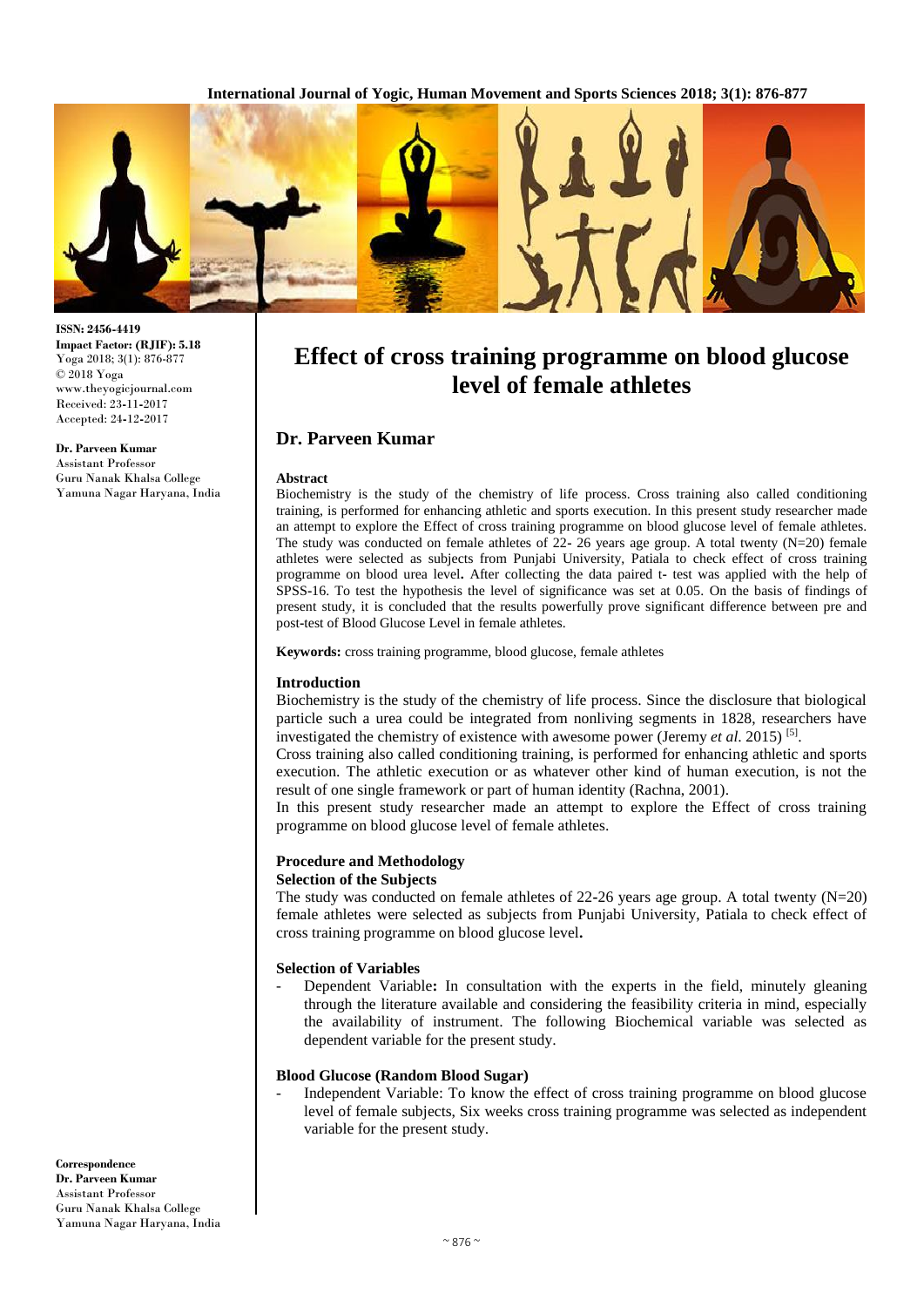**ISSN: 2456-4419**
**Impact Factor: (RJIF): 5.18**
Yoga 2018; 3(1): 876-877
© 2018 Yoga
www.theyogicjournal.com
Received: 23-11-2017
Accepted: 24-12-2017

**Dr. Parveen Kumar**
Assistant Professor
Guru Nanak Khalsa College
Yamuna Nagar Haryana, India

**Correspondence**
**Dr. Parveen Kumar**
Assistant Professor
Guru Nanak Khalsa College
Yamuna Nagar Haryana, India

# Effect of cross training programme on blood glucose level of female athletes

## Dr. Parveen Kumar

### Abstract

Biochemistry is the study of the chemistry of life process. Cross training also called conditioning training, is performed for enhancing athletic and sports execution. In this present study researcher made an attempt to explore the Effect of cross training programme on blood glucose level of female athletes. The study was conducted on female athletes of 22- 26 years age group. A total twenty (N=20) female athletes were selected as subjects from Punjabi University, Patiala to check effect of cross training programme on blood urea level**.** After collecting the data paired t- test was applied with the help of SPSS-16. To test the hypothesis the level of significance was set at 0.05. On the basis of findings of present study, it is concluded that the results powerfully prove significant difference between pre and post-test of Blood Glucose Level in female athletes.

**Keywords:** cross training programme, blood glucose, female athletes

### Introduction

Biochemistry is the study of the chemistry of life process. Since the disclosure that biological particle such a urea could be integrated from nonliving segments in 1828, researchers have investigated the chemistry of existence with awesome power (Jeremy *et al.* 2015) [5].

Cross training also called conditioning training, is performed for enhancing athletic and sports execution. The athletic execution or as whatever other kind of human execution, is not the result of one single framework or part of human identity (Rachna, 2001).

In this present study researcher made an attempt to explore the Effect of cross training programme on blood glucose level of female athletes.

### Procedure and Methodology

#### Selection of the Subjects

The study was conducted on female athletes of 22-26 years age group. A total twenty (N=20) female athletes were selected as subjects from Punjabi University, Patiala to check effect of cross training programme on blood glucose level**.**

#### Selection of Variables

- Dependent Variable**:** In consultation with the experts in the field, minutely gleaning through the literature available and considering the feasibility criteria in mind, especially the availability of instrument. The following Biochemical variable was selected as dependent variable for the present study.

#### Blood Glucose (Random Blood Sugar)

- Independent Variable: To know the effect of cross training programme on blood glucose level of female subjects, Six weeks cross training programme was selected as independent variable for the present study.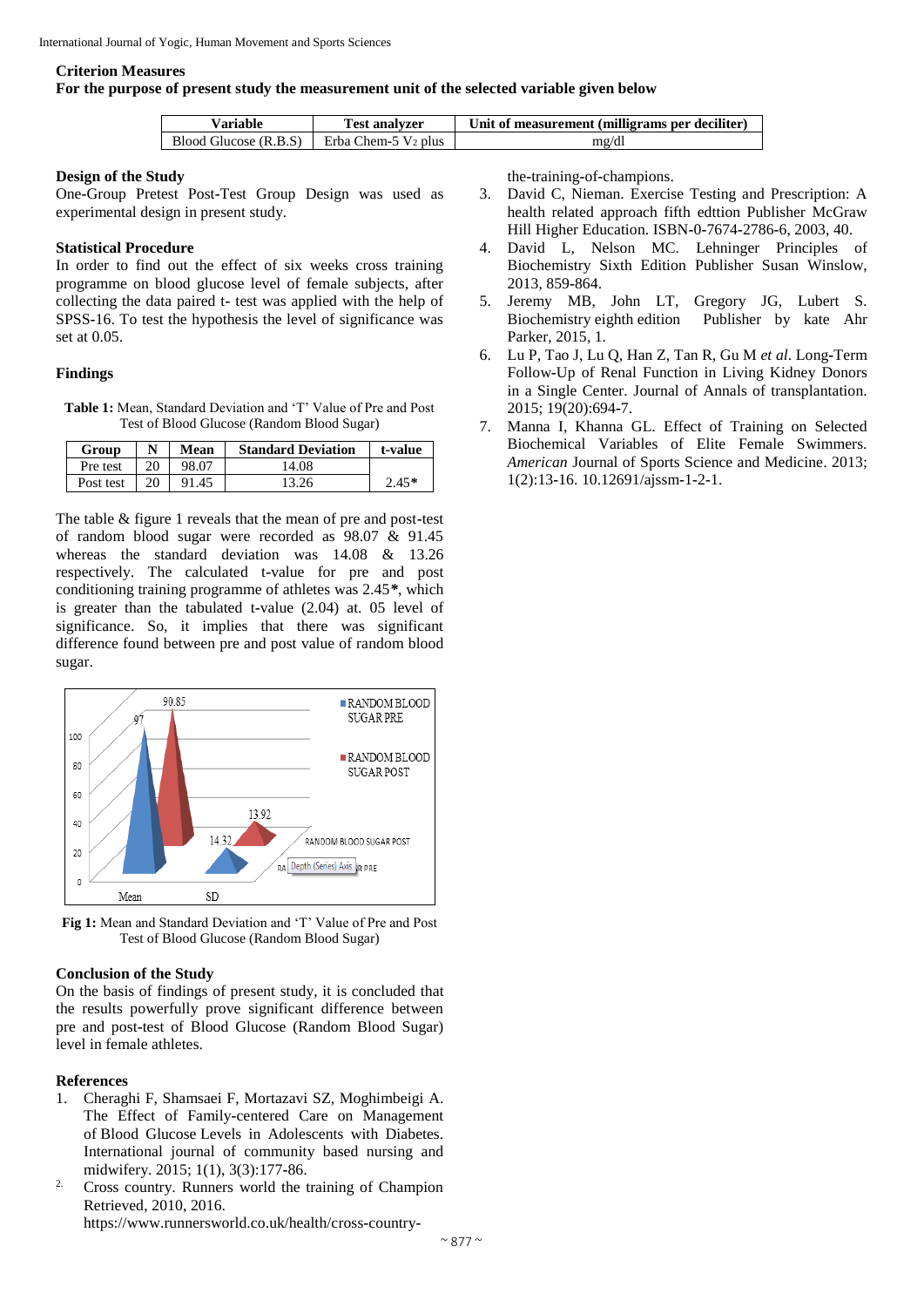### Criterion Measures

**For the purpose of present study the measurement unit of the selected variable given below**

| Variable | Test analyzer | Unit of measurement (milligrams per deciliter) |
|---|---|---|
| Blood Glucose (R.B.S) | Erba Chem-5 $V_2$ plus | mg/dl |

### Design of the Study

One-Group Pretest Post-Test Group Design was used as experimental design in present study.

### Statistical Procedure

In order to find out the effect of six weeks cross training programme on blood glucose level of female subjects, after collecting the data paired t- test was applied with the help of SPSS-16. To test the hypothesis the level of significance was set at 0.05.

### Findings

**Table 1:** Mean, Standard Deviation and 'T' Value of Pre and Post Test of Blood Glucose (Random Blood Sugar)

| Group | N | Mean | Standard Deviation | t-value |
|---|---|---|---|---|
| Pre test | 20 | 98.07 | 14.08 | |
| Post test | 20 | 91.45 | 13.26 | 2.45* |

The table & figure 1 reveals that the mean of pre and post-test of random blood sugar were recorded as 98.07 & 91.45 whereas the standard deviation was 14.08 & 13.26 respectively. The calculated t-value for pre and post conditioning training programme of athletes was 2.45*, which is greater than the tabulated t-value (2.04) at. 05 level of significance. So, it implies that there was significant difference found between pre and post value of random blood sugar.

90.85
97
100
80
60
40
20
0
13.92
14.32
Mean
SD
RANDOM BLOOD SUGAR PRE
RANDOM BLOOD SUGAR POST
RANDOM BLOOD SUGAR POST
RA Depth (Series) Axis R PRE

**Fig 1:** Mean and Standard Deviation and 'T' Value of Pre and Post Test of Blood Glucose (Random Blood Sugar)

### Conclusion of the Study

On the basis of findings of present study, it is concluded that the results powerfully prove significant difference between pre and post-test of Blood Glucose (Random Blood Sugar) level in female athletes.

### References

1. Cheraghi F, Shamsaei F, Mortazavi SZ, Moghimbeigi A. The Effect of Family-centered Care on Management of Blood Glucose Levels in Adolescents with Diabetes. International journal of community based nursing and midwifery. 2015; 1(1), 3(3):177-86.
2. Cross country. Runners world the training of Champion Retrieved, 2010, 2016. https://www.runnersworld.co.uk/health/cross-country-the-training-of-champions.
3. David C, Nieman. Exercise Testing and Prescription: A health related approach fifth edttion Publisher McGraw Hill Higher Education. ISBN-0-7674-2786-6, 2003, 40.
4. David L, Nelson MC. Lehninger Principles of Biochemistry Sixth Edition Publisher Susan Winslow, 2013, 859-864.
5. Jeremy MB, John LT, Gregory JG, Lubert S. Biochemistry eighth edition Publisher by kate Ahr Parker, 2015, 1.
6. Lu P, Tao J, Lu Q, Han Z, Tan R, Gu M *et al*. Long-Term Follow-Up of Renal Function in Living Kidney Donors in a Single Center. Journal of Annals of transplantation. 2015; 19(20):694-7.
7. Manna I, Khanna GL. Effect of Training on Selected Biochemical Variables of Elite Female Swimmers. *American* Journal of Sports Science and Medicine. 2013; 1(2):13-16. 10.12691/ajssm-1-2-1.